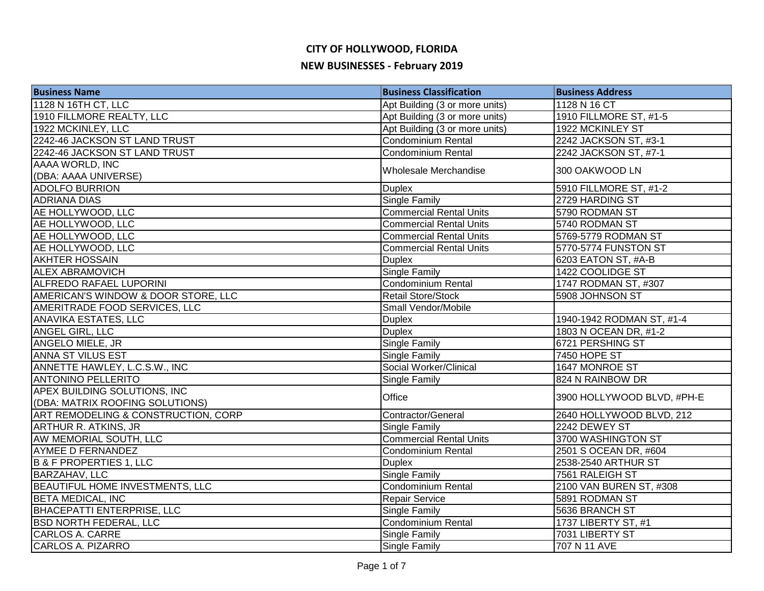# CITY OF HOLLYWOOD, FLORIDA

## NEW BUSINESSES - February 2019

| Business Name | Business Classification | Business Address |
|---|---|---|
| 1128 N 16TH CT, LLC | Apt Building (3 or more units) | 1128 N 16 CT |
| 1910 FILLMORE REALTY, LLC | Apt Building (3 or more units) | 1910 FILLMORE ST, #1-5 |
| 1922 MCKINLEY, LLC | Apt Building (3 or more units) | 1922 MCKINLEY ST |
| 2242-46 JACKSON ST LAND TRUST | Condominium Rental | 2242 JACKSON ST, #3-1 |
| 2242-46 JACKSON ST LAND TRUST | Condominium Rental | 2242 JACKSON ST, #7-1 |
| AAAA WORLD, INC (DBA: AAAA UNIVERSE) | Wholesale Merchandise | 300 OAKWOOD LN |
| ADOLFO BURRION | Duplex | 5910 FILLMORE ST, #1-2 |
| ADRIANA DIAS | Single Family | 2729 HARDING ST |
| AE HOLLYWOOD, LLC | Commercial Rental Units | 5790 RODMAN ST |
| AE HOLLYWOOD, LLC | Commercial Rental Units | 5740 RODMAN ST |
| AE HOLLYWOOD, LLC | Commercial Rental Units | 5769-5779 RODMAN ST |
| AE HOLLYWOOD, LLC | Commercial Rental Units | 5770-5774 FUNSTON ST |
| AKHTER HOSSAIN | Duplex | 6203 EATON ST, #A-B |
| ALEX ABRAMOVICH | Single Family | 1422 COOLIDGE ST |
| ALFREDO RAFAEL LUPORINI | Condominium Rental | 1747 RODMAN ST, #307 |
| AMERICAN'S WINDOW & DOOR STORE, LLC | Retail Store/Stock | 5908 JOHNSON ST |
| AMERITRADE FOOD SERVICES, LLC | Small Vendor/Mobile | |
| ANAVIKA ESTATES, LLC | Duplex | 1940-1942 RODMAN ST, #1-4 |
| ANGEL GIRL, LLC | Duplex | 1803 N OCEAN DR, #1-2 |
| ANGELO MIELE, JR | Single Family | 6721 PERSHING ST |
| ANNA ST VILUS EST | Single Family | 7450 HOPE ST |
| ANNETTE HAWLEY, L.C.S.W., INC | Social Worker/Clinical | 1647 MONROE ST |
| ANTONINO PELLERITO | Single Family | 824 N RAINBOW DR |
| APEX BUILDING SOLUTIONS, INC (DBA: MATRIX ROOFING SOLUTIONS) | Office | 3900 HOLLYWOOD BLVD, #PH-E |
| ART REMODELING & CONSTRUCTION, CORP | Contractor/General | 2640 HOLLYWOOD BLVD, 212 |
| ARTHUR R. ATKINS, JR | Single Family | 2242 DEWEY ST |
| AW MEMORIAL SOUTH, LLC | Commercial Rental Units | 3700 WASHINGTON ST |
| AYMEE D FERNANDEZ | Condominium Rental | 2501 S OCEAN DR, #604 |
| B & F PROPERTIES 1, LLC | Duplex | 2538-2540 ARTHUR ST |
| BARZAHAV, LLC | Single Family | 7561 RALEIGH ST |
| BEAUTIFUL HOME INVESTMENTS, LLC | Condominium Rental | 2100 VAN BUREN ST, #308 |
| BETA MEDICAL, INC | Repair Service | 5891 RODMAN ST |
| BHACEPATTI ENTERPRISE, LLC | Single Family | 5636 BRANCH ST |
| BSD NORTH FEDERAL, LLC | Condominium Rental | 1737 LIBERTY ST, #1 |
| CARLOS A. CARRE | Single Family | 7031 LIBERTY ST |
| CARLOS A. PIZARRO | Single Family | 707 N 11 AVE |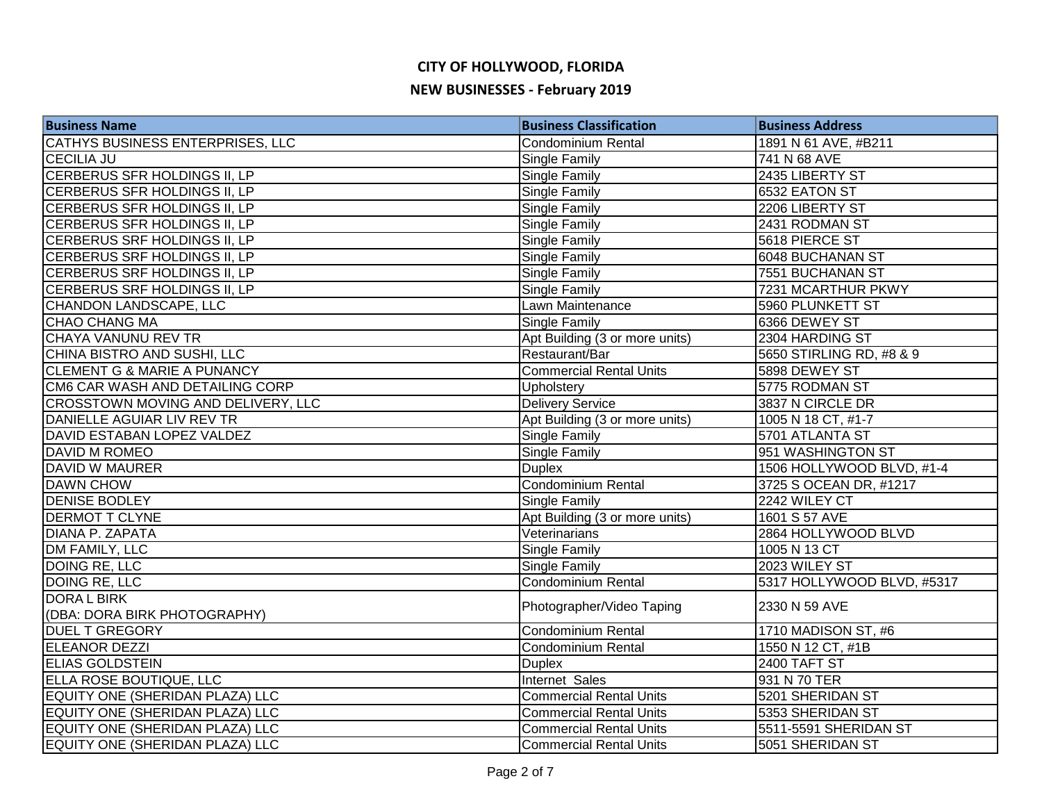# CITY OF HOLLYWOOD, FLORIDA

## NEW BUSINESSES - February 2019

| Business Name | Business Classification | Business Address |
| --- | --- | --- |
| CATHYS BUSINESS ENTERPRISES, LLC | Condominium Rental | 1891 N 61 AVE, #B211 |
| CECILIA JU | Single Family | 741 N 68 AVE |
| CERBERUS SFR HOLDINGS II, LP | Single Family | 2435 LIBERTY ST |
| CERBERUS SFR HOLDINGS II, LP | Single Family | 6532 EATON ST |
| CERBERUS SFR HOLDINGS II, LP | Single Family | 2206 LIBERTY ST |
| CERBERUS SFR HOLDINGS II, LP | Single Family | 2431 RODMAN ST |
| CERBERUS SRF HOLDINGS II, LP | Single Family | 5618 PIERCE ST |
| CERBERUS SRF HOLDINGS II, LP | Single Family | 6048 BUCHANAN ST |
| CERBERUS SRF HOLDINGS II, LP | Single Family | 7551 BUCHANAN ST |
| CERBERUS SRF HOLDINGS II, LP | Single Family | 7231 MCARTHUR PKWY |
| CHANDON LANDSCAPE, LLC | Lawn Maintenance | 5960 PLUNKETT ST |
| CHAO CHANG MA | Single Family | 6366 DEWEY ST |
| CHAYA VANUNU REV TR | Apt Building (3 or more units) | 2304 HARDING ST |
| CHINA BISTRO AND SUSHI, LLC | Restaurant/Bar | 5650 STIRLING RD, #8 & 9 |
| CLEMENT G & MARIE A PUNANCY | Commercial Rental Units | 5898 DEWEY ST |
| CM6 CAR WASH AND DETAILING CORP | Upholstery | 5775 RODMAN ST |
| CROSSTOWN MOVING AND DELIVERY, LLC | Delivery Service | 3837 N CIRCLE DR |
| DANIELLE AGUIAR LIV REV TR | Apt Building (3 or more units) | 1005 N 18 CT, #1-7 |
| DAVID ESTABAN LOPEZ VALDEZ | Single Family | 5701 ATLANTA ST |
| DAVID M ROMEO | Single Family | 951 WASHINGTON ST |
| DAVID W MAURER | Duplex | 1506 HOLLYWOOD BLVD, #1-4 |
| DAWN CHOW | Condominium Rental | 3725 S OCEAN DR, #1217 |
| DENISE BODLEY | Single Family | 2242 WILEY CT |
| DERMOT T CLYNE | Apt Building (3 or more units) | 1601 S 57 AVE |
| DIANA P. ZAPATA | Veterinarians | 2864 HOLLYWOOD BLVD |
| DM FAMILY, LLC | Single Family | 1005 N 13 CT |
| DOING RE, LLC | Single Family | 2023 WILEY ST |
| DOING RE, LLC | Condominium Rental | 5317 HOLLYWOOD BLVD, #5317 |
| DORA L BIRK (DBA: DORA BIRK PHOTOGRAPHY) | Photographer/Video Taping | 2330 N 59 AVE |
| DUEL T GREGORY | Condominium Rental | 1710 MADISON ST, #6 |
| ELEANOR DEZZI | Condominium Rental | 1550 N 12 CT, #1B |
| ELIAS GOLDSTEIN | Duplex | 2400 TAFT ST |
| ELLA ROSE BOUTIQUE, LLC | Internet Sales | 931 N 70 TER |
| EQUITY ONE (SHERIDAN PLAZA) LLC | Commercial Rental Units | 5201 SHERIDAN ST |
| EQUITY ONE (SHERIDAN PLAZA) LLC | Commercial Rental Units | 5353 SHERIDAN ST |
| EQUITY ONE (SHERIDAN PLAZA) LLC | Commercial Rental Units | 5511-5591 SHERIDAN ST |
| EQUITY ONE (SHERIDAN PLAZA) LLC | Commercial Rental Units | 5051 SHERIDAN ST |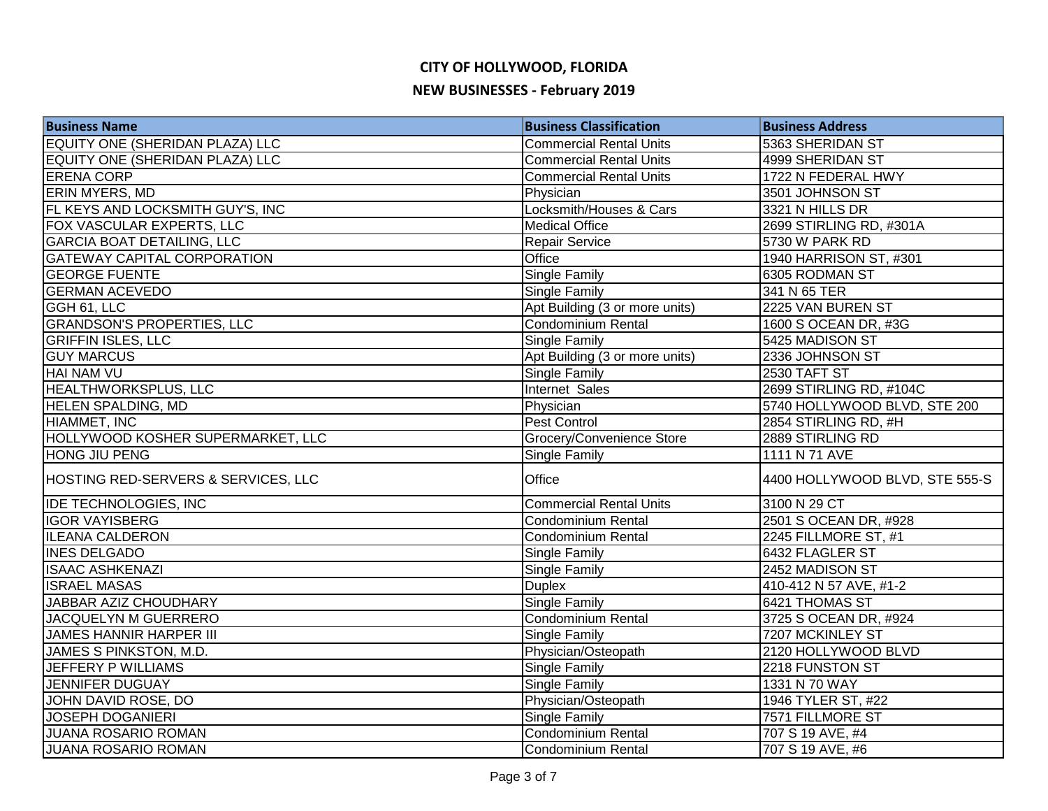# CITY OF HOLLYWOOD, FLORIDA

## NEW BUSINESSES - February 2019

| Business Name | Business Classification | Business Address |
|---|---|---|
| EQUITY ONE (SHERIDAN PLAZA) LLC | Commercial Rental Units | 5363 SHERIDAN ST |
| EQUITY ONE (SHERIDAN PLAZA) LLC | Commercial Rental Units | 4999 SHERIDAN ST |
| ERENA CORP | Commercial Rental Units | 1722 N FEDERAL HWY |
| ERIN MYERS, MD | Physician | 3501 JOHNSON ST |
| FL KEYS AND LOCKSMITH GUY'S, INC | Locksmith/Houses & Cars | 3321 N HILLS DR |
| FOX VASCULAR EXPERTS, LLC | Medical Office | 2699 STIRLING RD, #301A |
| GARCIA BOAT DETAILING, LLC | Repair Service | 5730 W PARK RD |
| GATEWAY CAPITAL CORPORATION | Office | 1940 HARRISON ST, #301 |
| GEORGE FUENTE | Single Family | 6305 RODMAN ST |
| GERMAN ACEVEDO | Single Family | 341 N 65 TER |
| GGH 61, LLC | Apt Building (3 or more units) | 2225 VAN BUREN ST |
| GRANDSON'S PROPERTIES, LLC | Condominium Rental | 1600 S OCEAN DR, #3G |
| GRIFFIN ISLES, LLC | Single Family | 5425 MADISON ST |
| GUY MARCUS | Apt Building (3 or more units) | 2336 JOHNSON ST |
| HAI NAM VU | Single Family | 2530 TAFT ST |
| HEALTHWORKSPLUS, LLC | Internet Sales | 2699 STIRLING RD, #104C |
| HELEN SPALDING, MD | Physician | 5740 HOLLYWOOD BLVD, STE 200 |
| HIAMMET, INC | Pest Control | 2854 STIRLING RD, #H |
| HOLLYWOOD KOSHER SUPERMARKET, LLC | Grocery/Convenience Store | 2889 STIRLING RD |
| HONG JIU PENG | Single Family | 1111 N 71 AVE |
| HOSTING RED-SERVERS & SERVICES, LLC | Office | 4400 HOLLYWOOD BLVD, STE 555-S |
| IDE TECHNOLOGIES, INC | Commercial Rental Units | 3100 N 29 CT |
| IGOR VAYISBERG | Condominium Rental | 2501 S OCEAN DR, #928 |
| ILEANA CALDERON | Condominium Rental | 2245 FILLMORE ST, #1 |
| INES DELGADO | Single Family | 6432 FLAGLER ST |
| ISAAC ASHKENAZI | Single Family | 2452 MADISON ST |
| ISRAEL MASAS | Duplex | 410-412 N 57 AVE, #1-2 |
| JABBAR AZIZ CHOUDHARY | Single Family | 6421 THOMAS ST |
| JACQUELYN M GUERRERO | Condominium Rental | 3725 S OCEAN DR, #924 |
| JAMES HANNIR HARPER III | Single Family | 7207 MCKINLEY ST |
| JAMES S PINKSTON, M.D. | Physician/Osteopath | 2120 HOLLYWOOD BLVD |
| JEFFERY P WILLIAMS | Single Family | 2218 FUNSTON ST |
| JENNIFER DUGUAY | Single Family | 1331 N 70 WAY |
| JOHN DAVID ROSE, DO | Physician/Osteopath | 1946 TYLER ST, #22 |
| JOSEPH DOGANIERI | Single Family | 7571 FILLMORE ST |
| JUANA ROSARIO ROMAN | Condominium Rental | 707 S 19 AVE, #4 |
| JUANA ROSARIO ROMAN | Condominium Rental | 707 S 19 AVE, #6 |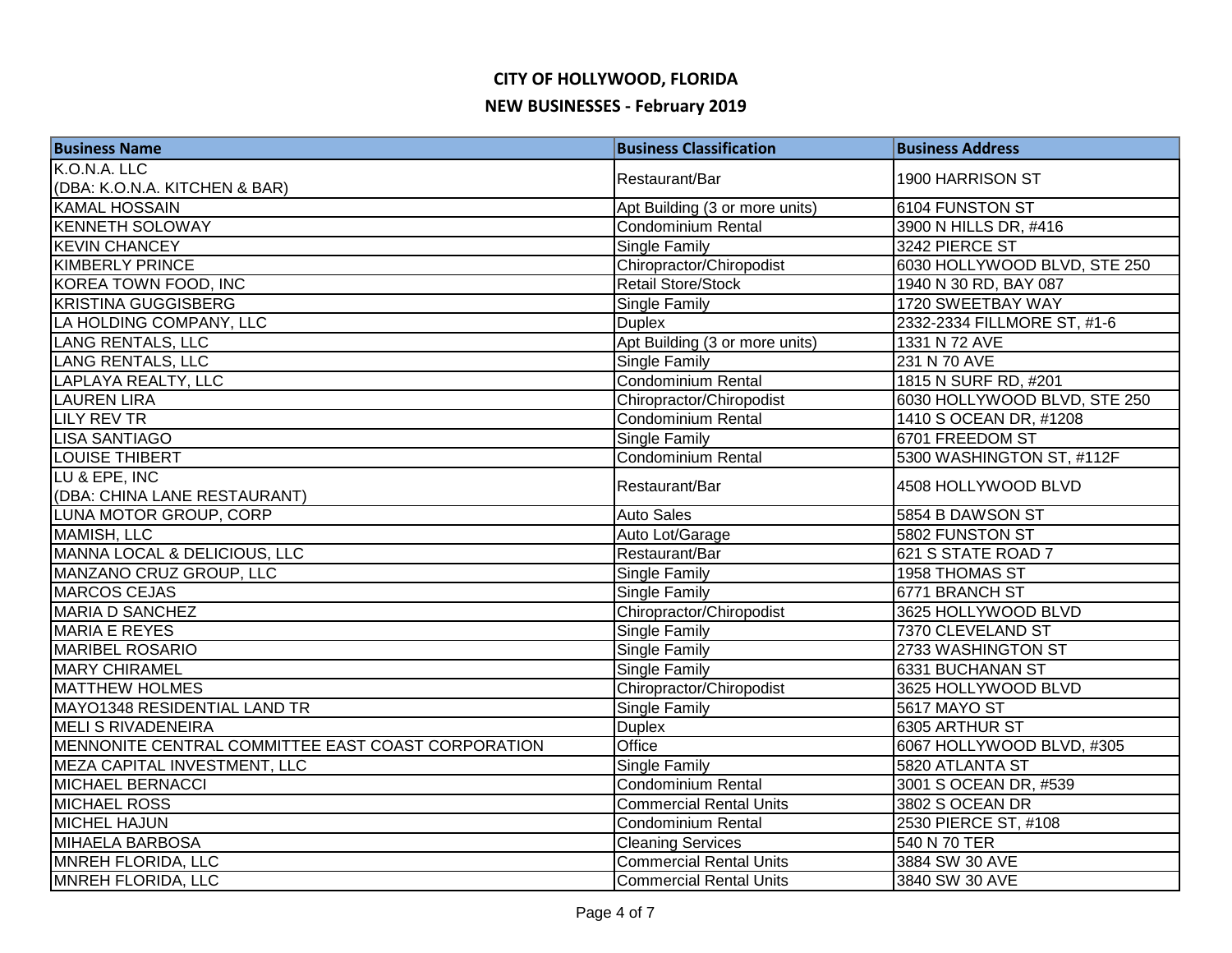# CITY OF HOLLYWOOD, FLORIDA

## NEW BUSINESSES - February 2019

| Business Name | Business Classification | Business Address |
|---|---|---|
| K.O.N.A. LLC (DBA: K.O.N.A. KITCHEN & BAR) | Restaurant/Bar | 1900 HARRISON ST |
| KAMAL HOSSAIN | Apt Building (3 or more units) | 6104 FUNSTON ST |
| KENNETH SOLOWAY | Condominium Rental | 3900 N HILLS DR, #416 |
| KEVIN CHANCEY | Single Family | 3242 PIERCE ST |
| KIMBERLY PRINCE | Chiropractor/Chiropodist | 6030 HOLLYWOOD BLVD, STE 250 |
| KOREA TOWN FOOD, INC | Retail Store/Stock | 1940 N 30 RD, BAY 087 |
| KRISTINA GUGGISBERG | Single Family | 1720 SWEETBAY WAY |
| LA HOLDING COMPANY, LLC | Duplex | 2332-2334 FILLMORE ST, #1-6 |
| LANG RENTALS, LLC | Apt Building (3 or more units) | 1331 N 72 AVE |
| LANG RENTALS, LLC | Single Family | 231 N 70 AVE |
| LAPLAYA REALTY, LLC | Condominium Rental | 1815 N SURF RD, #201 |
| LAUREN LIRA | Chiropractor/Chiropodist | 6030 HOLLYWOOD BLVD, STE 250 |
| LILY REV TR | Condominium Rental | 1410 S OCEAN DR, #1208 |
| LISA SANTIAGO | Single Family | 6701 FREEDOM ST |
| LOUISE THIBERT | Condominium Rental | 5300 WASHINGTON ST, #112F |
| LU & EPE, INC (DBA: CHINA LANE RESTAURANT) | Restaurant/Bar | 4508 HOLLYWOOD BLVD |
| LUNA MOTOR GROUP, CORP | Auto Sales | 5854 B DAWSON ST |
| MAMISH, LLC | Auto Lot/Garage | 5802 FUNSTON ST |
| MANNA LOCAL & DELICIOUS, LLC | Restaurant/Bar | 621 S STATE ROAD 7 |
| MANZANO CRUZ GROUP, LLC | Single Family | 1958 THOMAS ST |
| MARCOS CEJAS | Single Family | 6771 BRANCH ST |
| MARIA D SANCHEZ | Chiropractor/Chiropodist | 3625 HOLLYWOOD BLVD |
| MARIA E REYES | Single Family | 7370 CLEVELAND ST |
| MARIBEL ROSARIO | Single Family | 2733 WASHINGTON ST |
| MARY CHIRAMEL | Single Family | 6331 BUCHANAN ST |
| MATTHEW HOLMES | Chiropractor/Chiropodist | 3625 HOLLYWOOD BLVD |
| MAYO1348 RESIDENTIAL LAND TR | Single Family | 5617 MAYO ST |
| MELI S RIVADENEIRA | Duplex | 6305 ARTHUR ST |
| MENNONITE CENTRAL COMMITTEE EAST COAST CORPORATION | Office | 6067 HOLLYWOOD BLVD, #305 |
| MEZA CAPITAL INVESTMENT, LLC | Single Family | 5820 ATLANTA ST |
| MICHAEL BERNACCI | Condominium Rental | 3001 S OCEAN DR, #539 |
| MICHAEL ROSS | Commercial Rental Units | 3802 S OCEAN DR |
| MICHEL HAJUN | Condominium Rental | 2530 PIERCE ST, #108 |
| MIHAELA BARBOSA | Cleaning Services | 540 N 70 TER |
| MNREH FLORIDA, LLC | Commercial Rental Units | 3884 SW 30 AVE |
| MNREH FLORIDA, LLC | Commercial Rental Units | 3840 SW 30 AVE |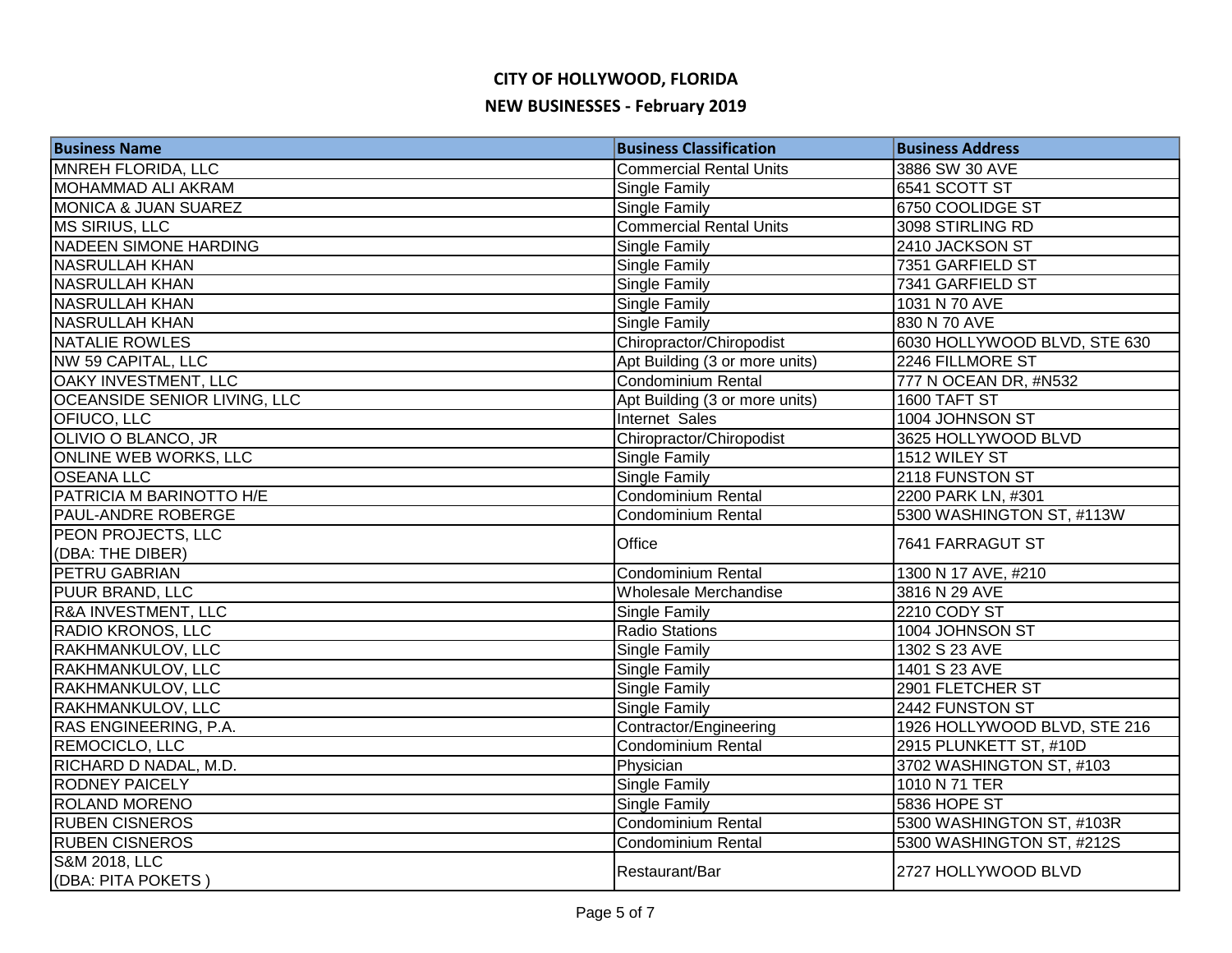# CITY OF HOLLYWOOD, FLORIDA

## NEW BUSINESSES - February 2019

| Business Name | Business Classification | Business Address |
|---|---|---|
| MNREH FLORIDA, LLC | Commercial Rental Units | 3886 SW 30 AVE |
| MOHAMMAD ALI AKRAM | Single Family | 6541 SCOTT ST |
| MONICA & JUAN SUAREZ | Single Family | 6750 COOLIDGE ST |
| MS SIRIUS, LLC | Commercial Rental Units | 3098 STIRLING RD |
| NADEEN SIMONE HARDING | Single Family | 2410 JACKSON ST |
| NASRULLAH KHAN | Single Family | 7351 GARFIELD ST |
| NASRULLAH KHAN | Single Family | 7341 GARFIELD ST |
| NASRULLAH KHAN | Single Family | 1031 N 70 AVE |
| NASRULLAH KHAN | Single Family | 830 N 70 AVE |
| NATALIE ROWLES | Chiropractor/Chiropodist | 6030 HOLLYWOOD BLVD, STE 630 |
| NW 59 CAPITAL, LLC | Apt Building (3 or more units) | 2246 FILLMORE ST |
| OAKY INVESTMENT, LLC | Condominium Rental | 777 N OCEAN DR, #N532 |
| OCEANSIDE SENIOR LIVING, LLC | Apt Building (3 or more units) | 1600 TAFT ST |
| OFIUCO, LLC | Internet Sales | 1004 JOHNSON ST |
| OLIVIO O BLANCO, JR | Chiropractor/Chiropodist | 3625 HOLLYWOOD BLVD |
| ONLINE WEB WORKS, LLC | Single Family | 1512 WILEY ST |
| OSEANA LLC | Single Family | 2118 FUNSTON ST |
| PATRICIA M BARINOTTO H/E | Condominium Rental | 2200 PARK LN, #301 |
| PAUL-ANDRE ROBERGE | Condominium Rental | 5300 WASHINGTON ST, #113W |
| PEON PROJECTS, LLC (DBA: THE DIBER) | Office | 7641 FARRAGUT ST |
| PETRU GABRIAN | Condominium Rental | 1300 N 17 AVE, #210 |
| PUUR BRAND, LLC | Wholesale Merchandise | 3816 N 29 AVE |
| R&A INVESTMENT, LLC | Single Family | 2210 CODY ST |
| RADIO KRONOS, LLC | Radio Stations | 1004 JOHNSON ST |
| RAKHMANKULOV, LLC | Single Family | 1302 S 23 AVE |
| RAKHMANKULOV, LLC | Single Family | 1401 S 23 AVE |
| RAKHMANKULOV, LLC | Single Family | 2901 FLETCHER ST |
| RAKHMANKULOV, LLC | Single Family | 2442 FUNSTON ST |
| RAS ENGINEERING, P.A. | Contractor/Engineering | 1926 HOLLYWOOD BLVD, STE 216 |
| REMOCICLO, LLC | Condominium Rental | 2915 PLUNKETT ST, #10D |
| RICHARD D NADAL, M.D. | Physician | 3702 WASHINGTON ST, #103 |
| RODNEY PAICELY | Single Family | 1010 N 71 TER |
| ROLAND MORENO | Single Family | 5836 HOPE ST |
| RUBEN CISNEROS | Condominium Rental | 5300 WASHINGTON ST, #103R |
| RUBEN CISNEROS | Condominium Rental | 5300 WASHINGTON ST, #212S |
| S&M 2018, LLC (DBA: PITA POKETS ) | Restaurant/Bar | 2727 HOLLYWOOD BLVD |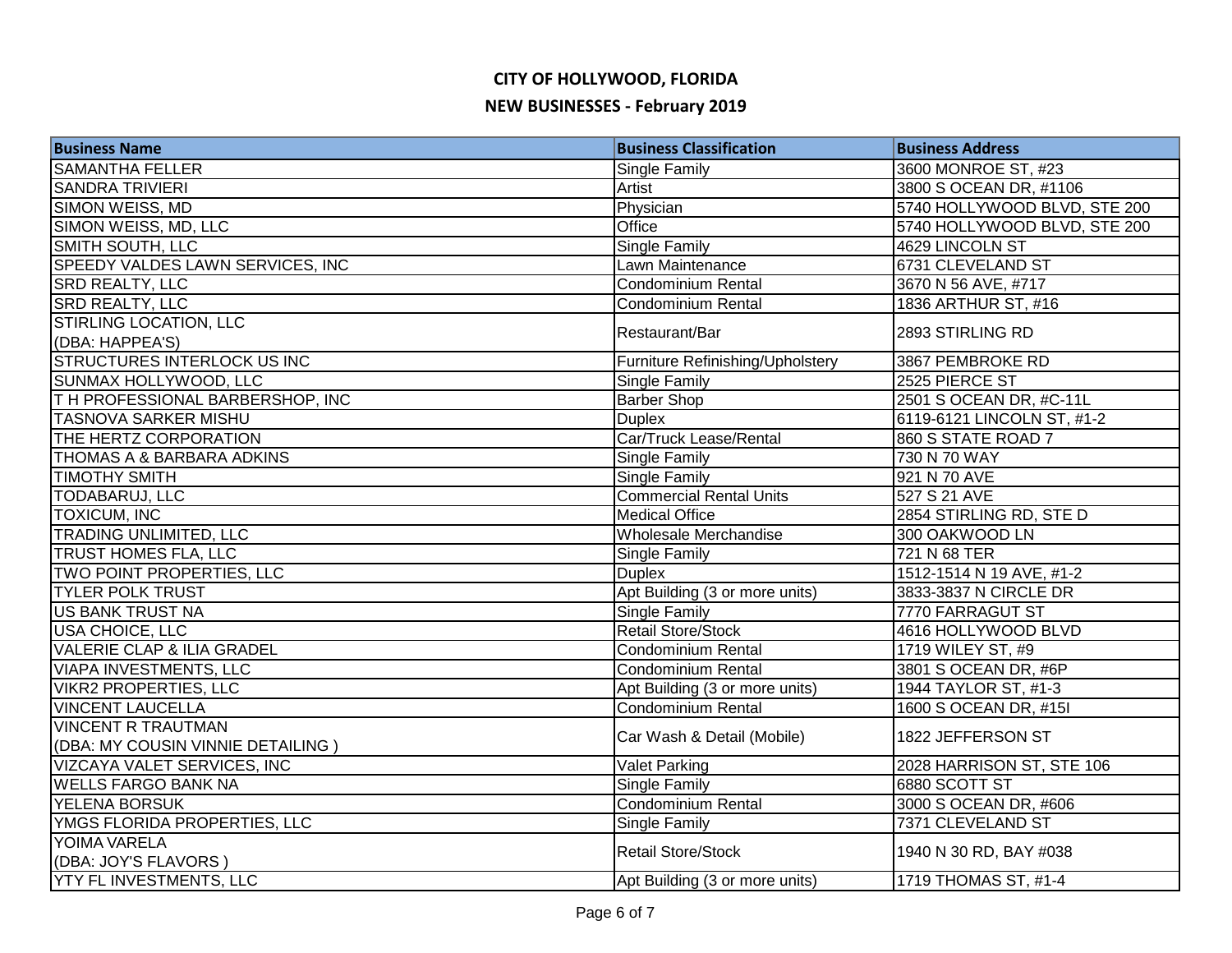# CITY OF HOLLYWOOD, FLORIDA

## NEW BUSINESSES - February 2019

| Business Name | Business Classification | Business Address |
|---|---|---|
| SAMANTHA FELLER | Single Family | 3600 MONROE ST, #23 |
| SANDRA TRIVIERI | Artist | 3800 S OCEAN DR, #1106 |
| SIMON WEISS, MD | Physician | 5740 HOLLYWOOD BLVD, STE 200 |
| SIMON WEISS, MD, LLC | Office | 5740 HOLLYWOOD BLVD, STE 200 |
| SMITH SOUTH, LLC | Single Family | 4629 LINCOLN ST |
| SPEEDY VALDES LAWN SERVICES, INC | Lawn Maintenance | 6731 CLEVELAND ST |
| SRD REALTY, LLC | Condominium Rental | 3670 N 56 AVE, #717 |
| SRD REALTY, LLC | Condominium Rental | 1836 ARTHUR ST, #16 |
| STIRLING LOCATION, LLC (DBA: HAPPEA'S) | Restaurant/Bar | 2893 STIRLING RD |
| STRUCTURES INTERLOCK US INC | Furniture Refinishing/Upholstery | 3867 PEMBROKE RD |
| SUNMAX HOLLYWOOD, LLC | Single Family | 2525 PIERCE ST |
| T H PROFESSIONAL BARBERSHOP, INC | Barber Shop | 2501 S OCEAN DR, #C-11L |
| TASNOVA SARKER MISHU | Duplex | 6119-6121 LINCOLN ST, #1-2 |
| THE HERTZ CORPORATION | Car/Truck Lease/Rental | 860 S STATE ROAD 7 |
| THOMAS A & BARBARA ADKINS | Single Family | 730 N 70 WAY |
| TIMOTHY SMITH | Single Family | 921 N 70 AVE |
| TODABARUJ, LLC | Commercial Rental Units | 527 S 21 AVE |
| TOXICUM, INC | Medical Office | 2854 STIRLING RD, STE D |
| TRADING UNLIMITED, LLC | Wholesale Merchandise | 300 OAKWOOD LN |
| TRUST HOMES FLA, LLC | Single Family | 721 N 68 TER |
| TWO POINT PROPERTIES, LLC | Duplex | 1512-1514 N 19 AVE, #1-2 |
| TYLER POLK TRUST | Apt Building (3 or more units) | 3833-3837 N CIRCLE DR |
| US BANK TRUST NA | Single Family | 7770 FARRAGUT ST |
| USA CHOICE, LLC | Retail Store/Stock | 4616 HOLLYWOOD BLVD |
| VALERIE CLAP & ILIA GRADEL | Condominium Rental | 1719 WILEY ST, #9 |
| VIAPA INVESTMENTS, LLC | Condominium Rental | 3801 S OCEAN DR, #6P |
| VIKR2 PROPERTIES, LLC | Apt Building (3 or more units) | 1944 TAYLOR ST, #1-3 |
| VINCENT LAUCELLA | Condominium Rental | 1600 S OCEAN DR, #15I |
| VINCENT R TRAUTMAN (DBA: MY COUSIN VINNIE DETAILING ) | Car Wash & Detail (Mobile) | 1822 JEFFERSON ST |
| VIZCAYA VALET SERVICES, INC | Valet Parking | 2028 HARRISON ST, STE 106 |
| WELLS FARGO BANK NA | Single Family | 6880 SCOTT ST |
| YELENA BORSUK | Condominium Rental | 3000 S OCEAN DR, #606 |
| YMGS FLORIDA PROPERTIES, LLC | Single Family | 7371 CLEVELAND ST |
| YOIMA VARELA (DBA: JOY'S FLAVORS ) | Retail Store/Stock | 1940 N 30 RD, BAY #038 |
| YTY FL INVESTMENTS, LLC | Apt Building (3 or more units) | 1719 THOMAS ST, #1-4 |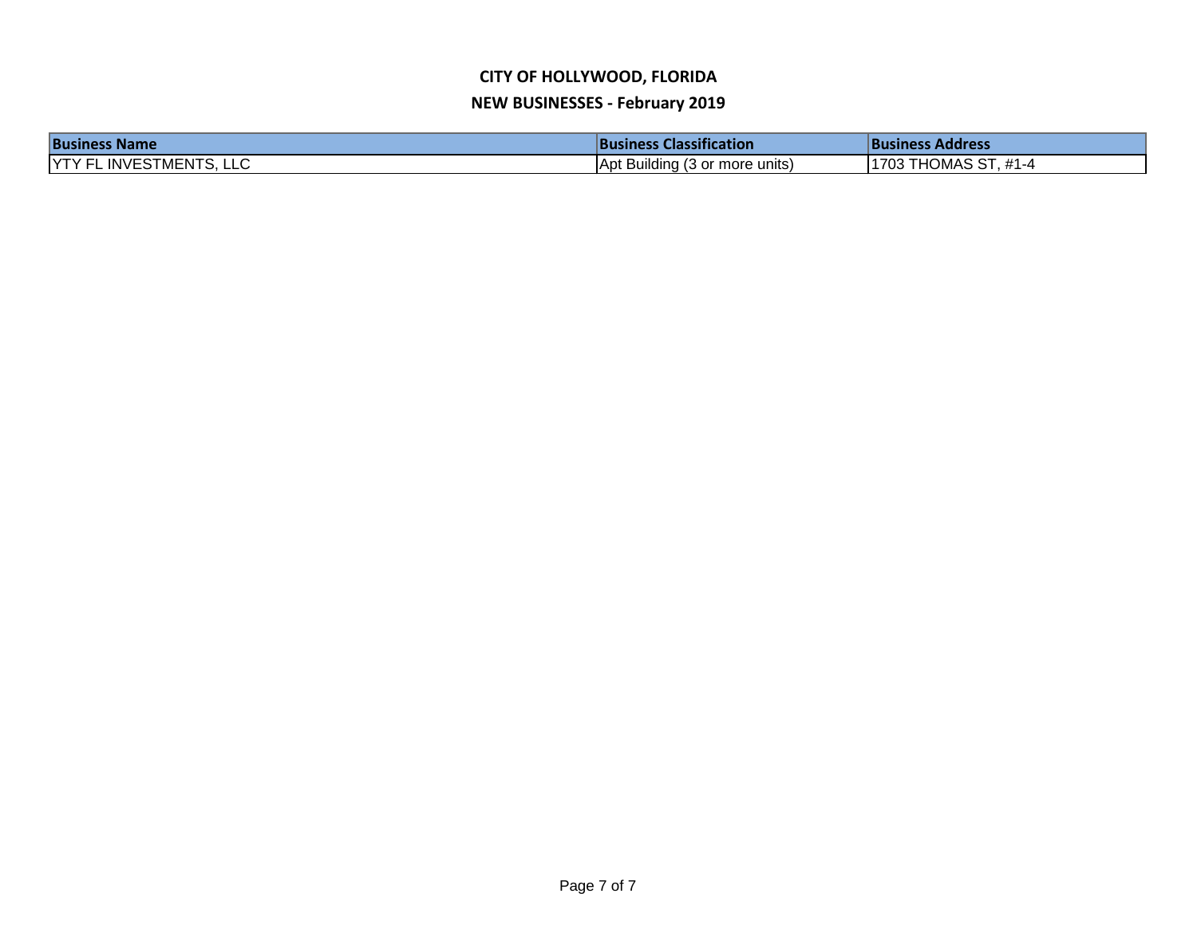# CITY OF HOLLYWOOD, FLORIDA

## NEW BUSINESSES - February 2019

| Business Name | Business Classification | Business Address |
|---|---|---|
| YTY FL INVESTMENTS, LLC | Apt Building (3 or more units) | 1703 THOMAS ST, #1-4 |